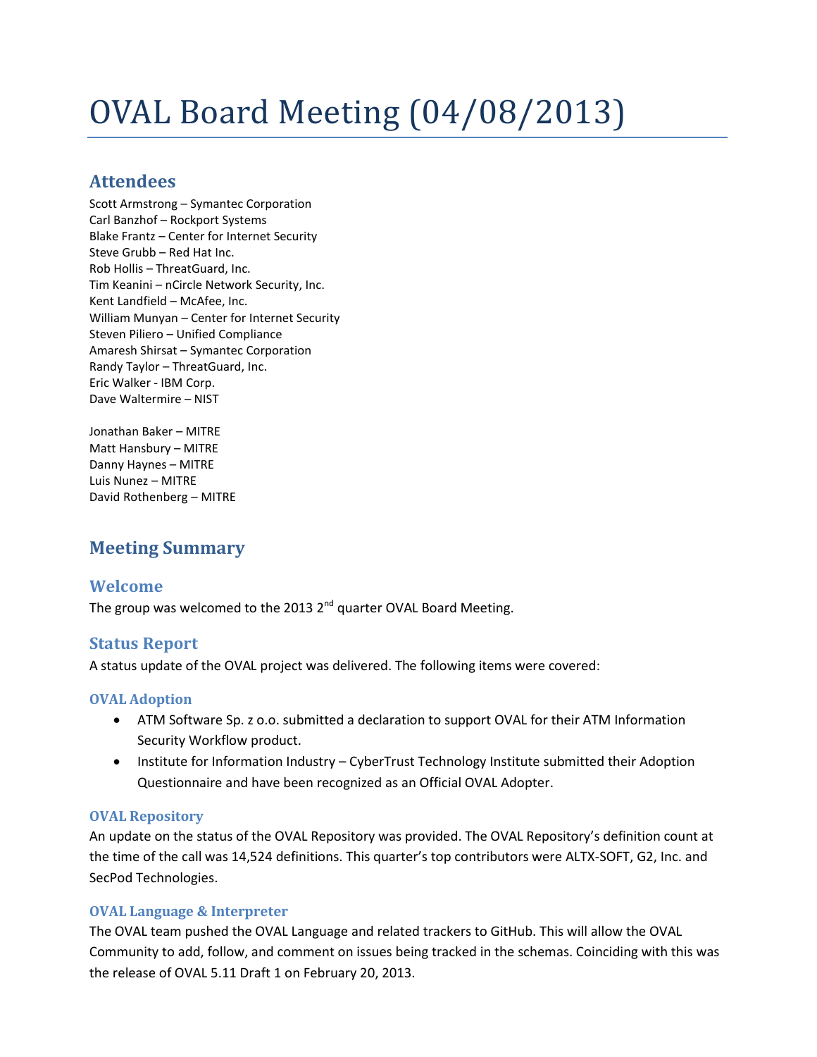# OVAL Board Meeting (04/08/2013)

## Attendees

Scott Armstrong – Symantec Corporation
Carl Banzhof – Rockport Systems
Blake Frantz – Center for Internet Security
Steve Grubb – Red Hat Inc.
Rob Hollis – ThreatGuard, Inc.
Tim Keanini – nCircle Network Security, Inc.
Kent Landfield – McAfee, Inc.
William Munyan – Center for Internet Security
Steven Piliero – Unified Compliance
Amaresh Shirsat – Symantec Corporation
Randy Taylor – ThreatGuard, Inc.
Eric Walker - IBM Corp.
Dave Waltermire – NIST

Jonathan Baker – MITRE
Matt Hansbury – MITRE
Danny Haynes – MITRE
Luis Nunez – MITRE
David Rothenberg – MITRE

## Meeting Summary

### Welcome

The group was welcomed to the 2013 2nd quarter OVAL Board Meeting.

### Status Report

A status update of the OVAL project was delivered. The following items were covered:

#### OVAL Adoption

- ATM Software Sp. z o.o. submitted a declaration to support OVAL for their ATM Information Security Workflow product.
- Institute for Information Industry – CyberTrust Technology Institute submitted their Adoption Questionnaire and have been recognized as an Official OVAL Adopter.

#### OVAL Repository

An update on the status of the OVAL Repository was provided. The OVAL Repository's definition count at the time of the call was 14,524 definitions. This quarter's top contributors were ALTX-SOFT, G2, Inc. and SecPod Technologies.

#### OVAL Language & Interpreter

The OVAL team pushed the OVAL Language and related trackers to GitHub. This will allow the OVAL Community to add, follow, and comment on issues being tracked in the schemas. Coinciding with this was the release of OVAL 5.11 Draft 1 on February 20, 2013.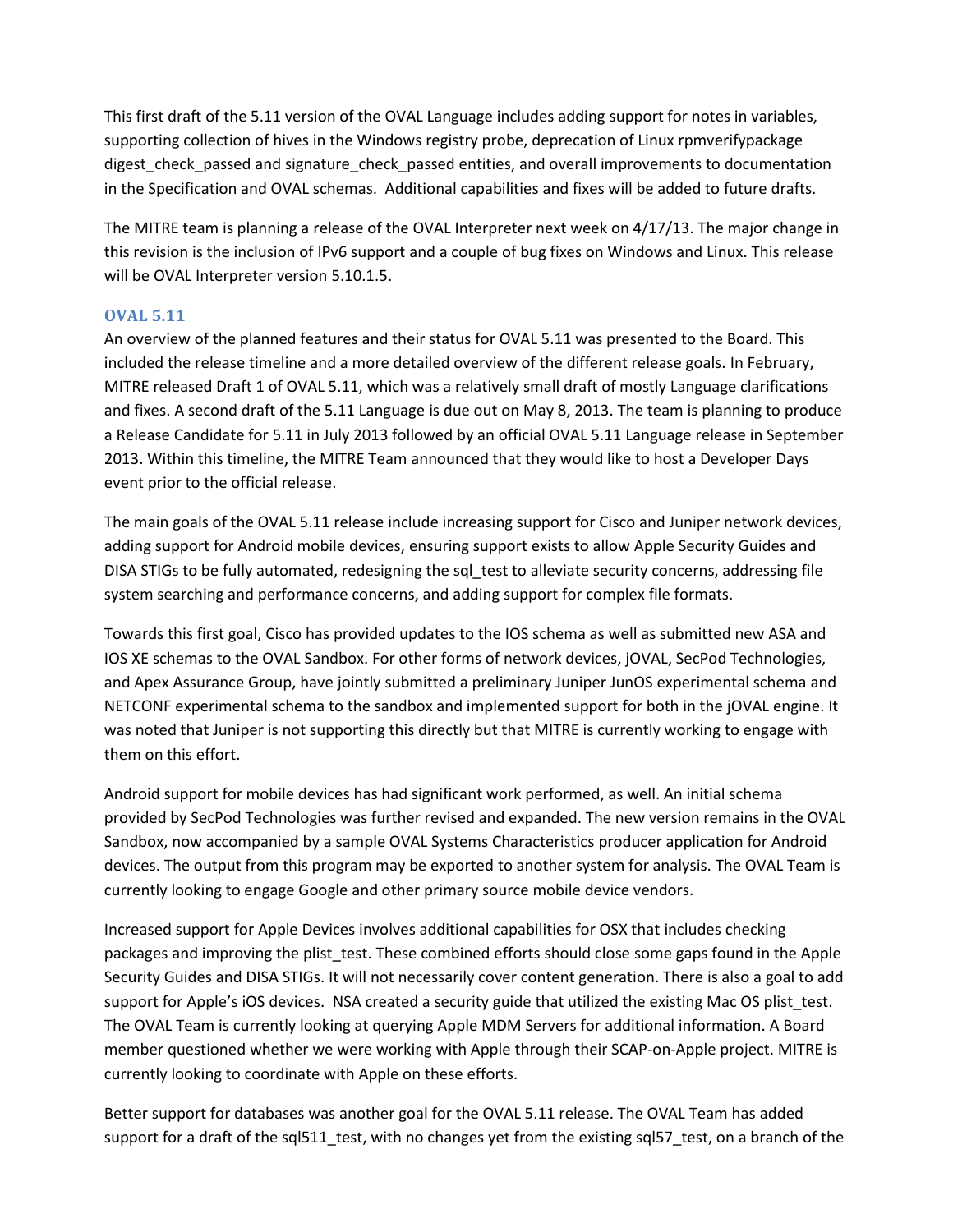This first draft of the 5.11 version of the OVAL Language includes adding support for notes in variables, supporting collection of hives in the Windows registry probe, deprecation of Linux rpmverifypackage digest_check_passed and signature_check_passed entities, and overall improvements to documentation in the Specification and OVAL schemas. Additional capabilities and fixes will be added to future drafts.

The MITRE team is planning a release of the OVAL Interpreter next week on 4/17/13. The major change in this revision is the inclusion of IPv6 support and a couple of bug fixes on Windows and Linux. This release will be OVAL Interpreter version 5.10.1.5.

### OVAL 5.11

An overview of the planned features and their status for OVAL 5.11 was presented to the Board. This included the release timeline and a more detailed overview of the different release goals. In February, MITRE released Draft 1 of OVAL 5.11, which was a relatively small draft of mostly Language clarifications and fixes. A second draft of the 5.11 Language is due out on May 8, 2013. The team is planning to produce a Release Candidate for 5.11 in July 2013 followed by an official OVAL 5.11 Language release in September 2013. Within this timeline, the MITRE Team announced that they would like to host a Developer Days event prior to the official release.

The main goals of the OVAL 5.11 release include increasing support for Cisco and Juniper network devices, adding support for Android mobile devices, ensuring support exists to allow Apple Security Guides and DISA STIGs to be fully automated, redesigning the sql_test to alleviate security concerns, addressing file system searching and performance concerns, and adding support for complex file formats.

Towards this first goal, Cisco has provided updates to the IOS schema as well as submitted new ASA and IOS XE schemas to the OVAL Sandbox. For other forms of network devices, jOVAL, SecPod Technologies, and Apex Assurance Group, have jointly submitted a preliminary Juniper JunOS experimental schema and NETCONF experimental schema to the sandbox and implemented support for both in the jOVAL engine. It was noted that Juniper is not supporting this directly but that MITRE is currently working to engage with them on this effort.

Android support for mobile devices has had significant work performed, as well. An initial schema provided by SecPod Technologies was further revised and expanded. The new version remains in the OVAL Sandbox, now accompanied by a sample OVAL Systems Characteristics producer application for Android devices. The output from this program may be exported to another system for analysis. The OVAL Team is currently looking to engage Google and other primary source mobile device vendors.

Increased support for Apple Devices involves additional capabilities for OSX that includes checking packages and improving the plist_test. These combined efforts should close some gaps found in the Apple Security Guides and DISA STIGs. It will not necessarily cover content generation. There is also a goal to add support for Apple's iOS devices. NSA created a security guide that utilized the existing Mac OS plist_test. The OVAL Team is currently looking at querying Apple MDM Servers for additional information. A Board member questioned whether we were working with Apple through their SCAP-on-Apple project. MITRE is currently looking to coordinate with Apple on these efforts.

Better support for databases was another goal for the OVAL 5.11 release. The OVAL Team has added support for a draft of the sql511_test, with no changes yet from the existing sql57_test, on a branch of the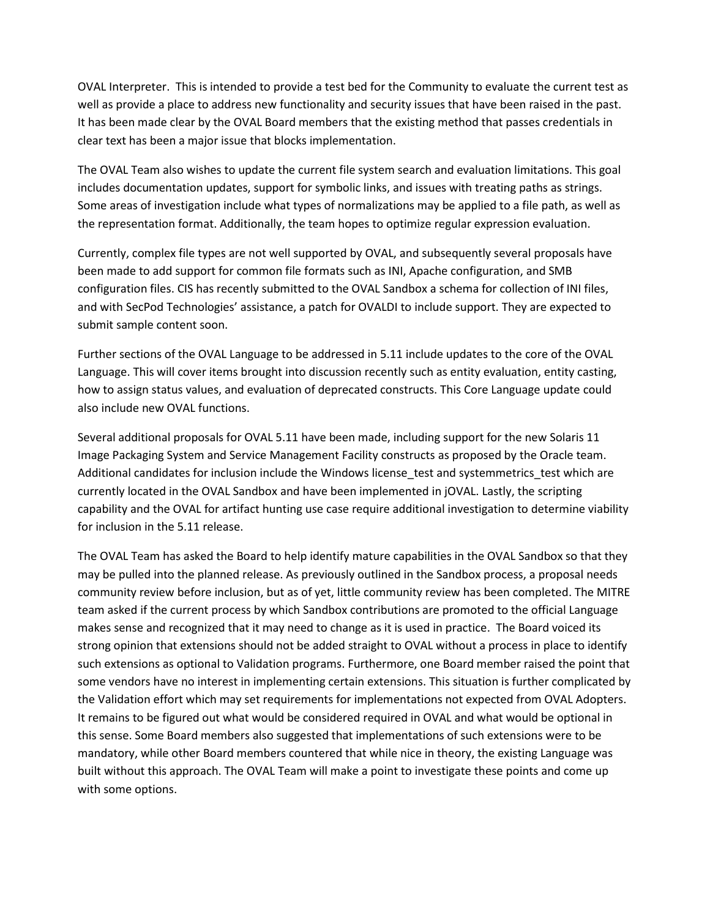OVAL Interpreter. This is intended to provide a test bed for the Community to evaluate the current test as well as provide a place to address new functionality and security issues that have been raised in the past. It has been made clear by the OVAL Board members that the existing method that passes credentials in clear text has been a major issue that blocks implementation.

The OVAL Team also wishes to update the current file system search and evaluation limitations. This goal includes documentation updates, support for symbolic links, and issues with treating paths as strings. Some areas of investigation include what types of normalizations may be applied to a file path, as well as the representation format. Additionally, the team hopes to optimize regular expression evaluation.

Currently, complex file types are not well supported by OVAL, and subsequently several proposals have been made to add support for common file formats such as INI, Apache configuration, and SMB configuration files. CIS has recently submitted to the OVAL Sandbox a schema for collection of INI files, and with SecPod Technologies' assistance, a patch for OVALDI to include support. They are expected to submit sample content soon.

Further sections of the OVAL Language to be addressed in 5.11 include updates to the core of the OVAL Language. This will cover items brought into discussion recently such as entity evaluation, entity casting, how to assign status values, and evaluation of deprecated constructs. This Core Language update could also include new OVAL functions.

Several additional proposals for OVAL 5.11 have been made, including support for the new Solaris 11 Image Packaging System and Service Management Facility constructs as proposed by the Oracle team. Additional candidates for inclusion include the Windows license_test and systemmetrics_test which are currently located in the OVAL Sandbox and have been implemented in jOVAL. Lastly, the scripting capability and the OVAL for artifact hunting use case require additional investigation to determine viability for inclusion in the 5.11 release.

The OVAL Team has asked the Board to help identify mature capabilities in the OVAL Sandbox so that they may be pulled into the planned release. As previously outlined in the Sandbox process, a proposal needs community review before inclusion, but as of yet, little community review has been completed. The MITRE team asked if the current process by which Sandbox contributions are promoted to the official Language makes sense and recognized that it may need to change as it is used in practice. The Board voiced its strong opinion that extensions should not be added straight to OVAL without a process in place to identify such extensions as optional to Validation programs. Furthermore, one Board member raised the point that some vendors have no interest in implementing certain extensions. This situation is further complicated by the Validation effort which may set requirements for implementations not expected from OVAL Adopters. It remains to be figured out what would be considered required in OVAL and what would be optional in this sense. Some Board members also suggested that implementations of such extensions were to be mandatory, while other Board members countered that while nice in theory, the existing Language was built without this approach. The OVAL Team will make a point to investigate these points and come up with some options.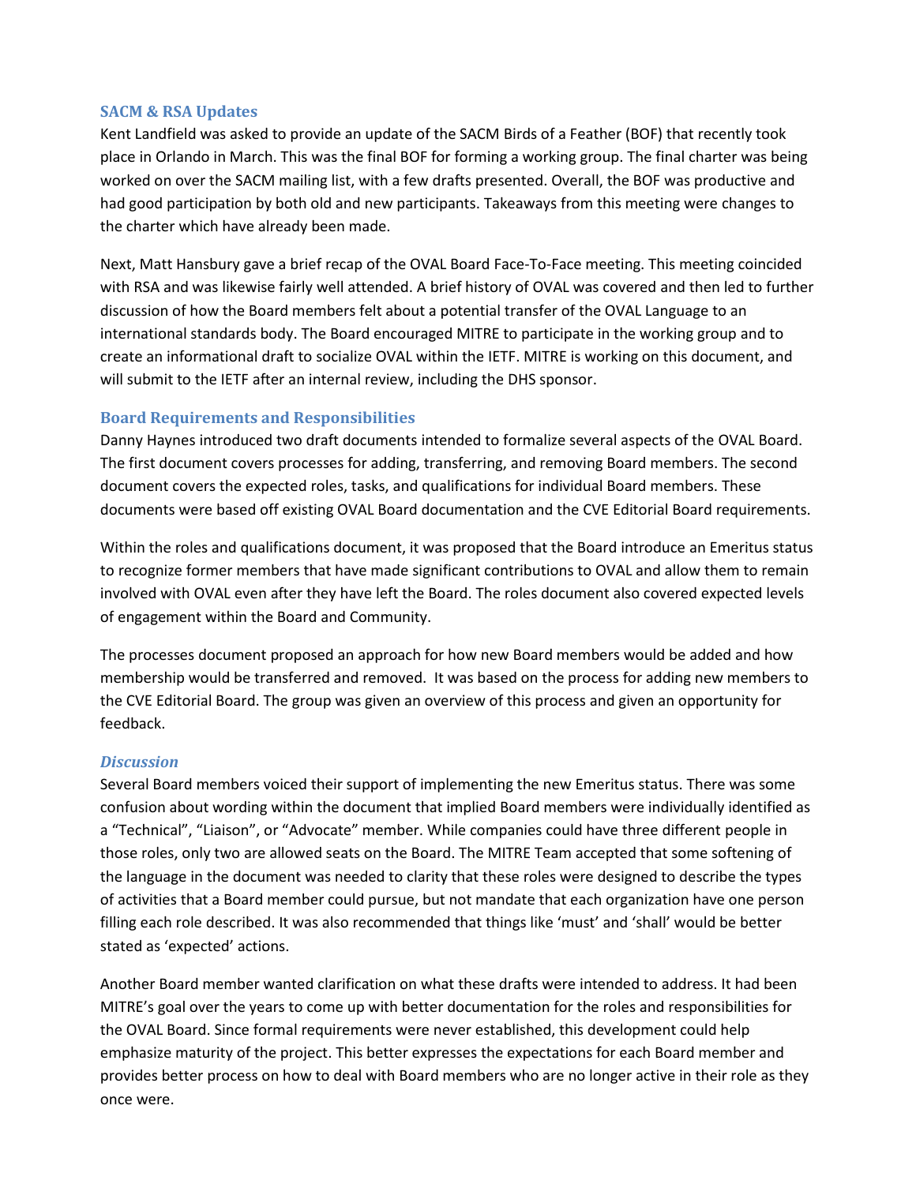### SACM & RSA Updates

Kent Landfield was asked to provide an update of the SACM Birds of a Feather (BOF) that recently took place in Orlando in March. This was the final BOF for forming a working group. The final charter was being worked on over the SACM mailing list, with a few drafts presented. Overall, the BOF was productive and had good participation by both old and new participants. Takeaways from this meeting were changes to the charter which have already been made.

Next, Matt Hansbury gave a brief recap of the OVAL Board Face-To-Face meeting. This meeting coincided with RSA and was likewise fairly well attended. A brief history of OVAL was covered and then led to further discussion of how the Board members felt about a potential transfer of the OVAL Language to an international standards body. The Board encouraged MITRE to participate in the working group and to create an informational draft to socialize OVAL within the IETF. MITRE is working on this document, and will submit to the IETF after an internal review, including the DHS sponsor.

### Board Requirements and Responsibilities

Danny Haynes introduced two draft documents intended to formalize several aspects of the OVAL Board. The first document covers processes for adding, transferring, and removing Board members. The second document covers the expected roles, tasks, and qualifications for individual Board members. These documents were based off existing OVAL Board documentation and the CVE Editorial Board requirements.

Within the roles and qualifications document, it was proposed that the Board introduce an Emeritus status to recognize former members that have made significant contributions to OVAL and allow them to remain involved with OVAL even after they have left the Board. The roles document also covered expected levels of engagement within the Board and Community.

The processes document proposed an approach for how new Board members would be added and how membership would be transferred and removed. It was based on the process for adding new members to the CVE Editorial Board. The group was given an overview of this process and given an opportunity for feedback.

#### *Discussion*

Several Board members voiced their support of implementing the new Emeritus status. There was some confusion about wording within the document that implied Board members were individually identified as a "Technical", "Liaison", or "Advocate" member. While companies could have three different people in those roles, only two are allowed seats on the Board. The MITRE Team accepted that some softening of the language in the document was needed to clarity that these roles were designed to describe the types of activities that a Board member could pursue, but not mandate that each organization have one person filling each role described. It was also recommended that things like 'must' and 'shall' would be better stated as 'expected' actions.

Another Board member wanted clarification on what these drafts were intended to address. It had been MITRE's goal over the years to come up with better documentation for the roles and responsibilities for the OVAL Board. Since formal requirements were never established, this development could help emphasize maturity of the project. This better expresses the expectations for each Board member and provides better process on how to deal with Board members who are no longer active in their role as they once were.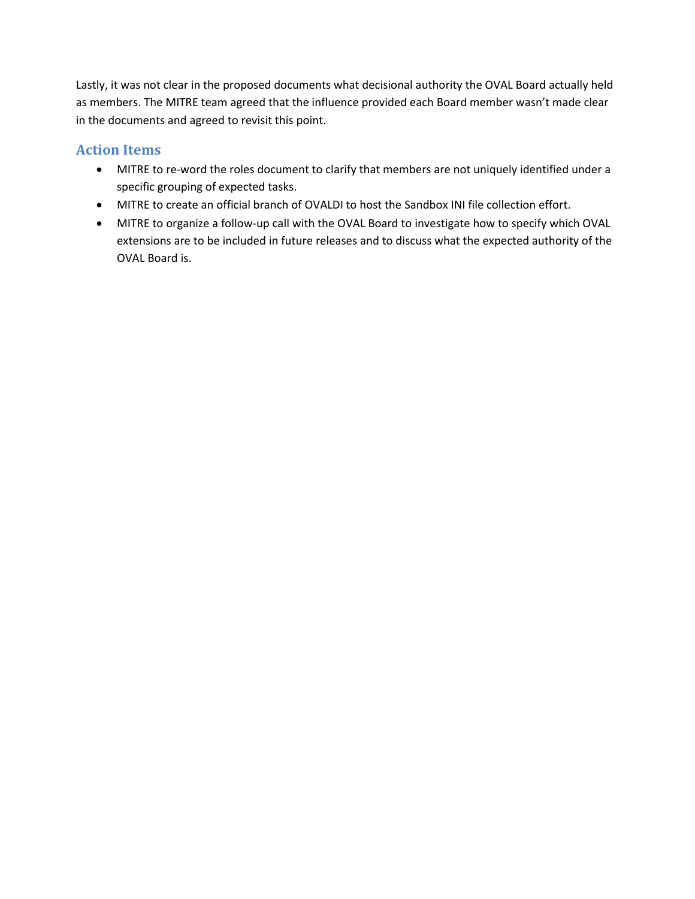Lastly, it was not clear in the proposed documents what decisional authority the OVAL Board actually held as members. The MITRE team agreed that the influence provided each Board member wasn't made clear in the documents and agreed to revisit this point.

## Action Items

- MITRE to re-word the roles document to clarify that members are not uniquely identified under a specific grouping of expected tasks.
- MITRE to create an official branch of OVALDI to host the Sandbox INI file collection effort.
- MITRE to organize a follow-up call with the OVAL Board to investigate how to specify which OVAL extensions are to be included in future releases and to discuss what the expected authority of the OVAL Board is.